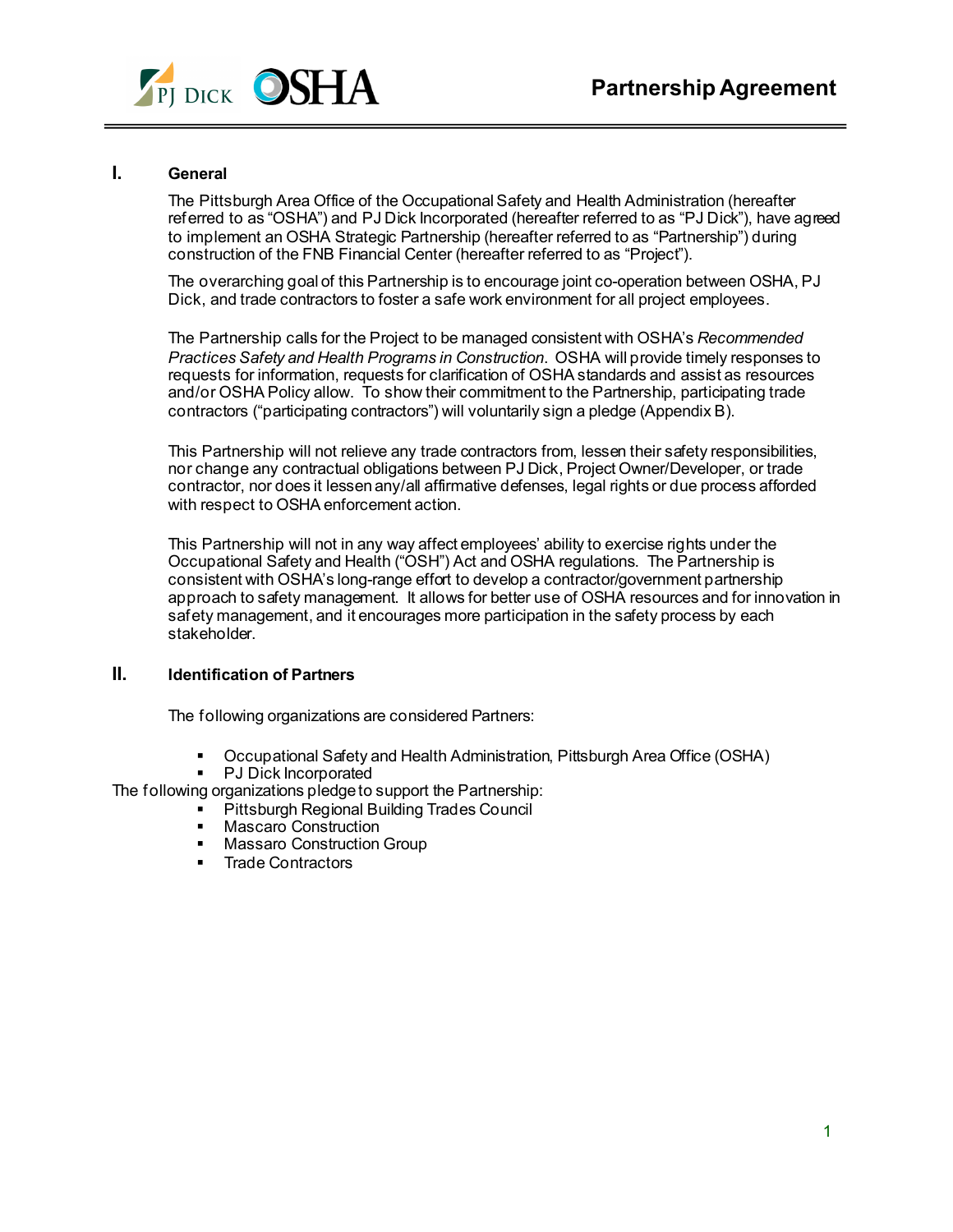# Partnership Agreement

## I. General

The Pittsburgh Area Office of the Occupational Safety and Health Administration (hereafter referred to as "OSHA") and PJ Dick Incorporated (hereafter referred to as "PJ Dick"), have agreed to implement an OSHA Strategic Partnership (hereafter referred to as "Partnership") during construction of the FNB Financial Center (hereafter referred to as "Project").

The overarching goal of this Partnership is to encourage joint co-operation between OSHA, PJ Dick, and trade contractors to foster a safe work environment for all project employees.

The Partnership calls for the Project to be managed consistent with OSHA's *Recommended Practices Safety and Health Programs in Construction*. OSHA will provide timely responses to requests for information, requests for clarification of OSHA standards and assist as resources and/or OSHA Policy allow. To show their commitment to the Partnership, participating trade contractors ("participating contractors") will voluntarily sign a pledge (Appendix B).

This Partnership will not relieve any trade contractors from, lessen their safety responsibilities, nor change any contractual obligations between PJ Dick, Project Owner/Developer, or trade contractor, nor does it lessen any/all affirmative defenses, legal rights or due process afforded with respect to OSHA enforcement action.

This Partnership will not in any way affect employees' ability to exercise rights under the Occupational Safety and Health ("OSH") Act and OSHA regulations. The Partnership is consistent with OSHA's long-range effort to develop a contractor/government partnership approach to safety management. It allows for better use of OSHA resources and for innovation in safety management, and it encourages more participation in the safety process by each stakeholder.

## II. Identification of Partners

The following organizations are considered Partners:

- Occupational Safety and Health Administration, Pittsburgh Area Office (OSHA)
- PJ Dick Incorporated

The following organizations pledge to support the Partnership:

- Pittsburgh Regional Building Trades Council
- Mascaro Construction
- Massaro Construction Group
- Trade Contractors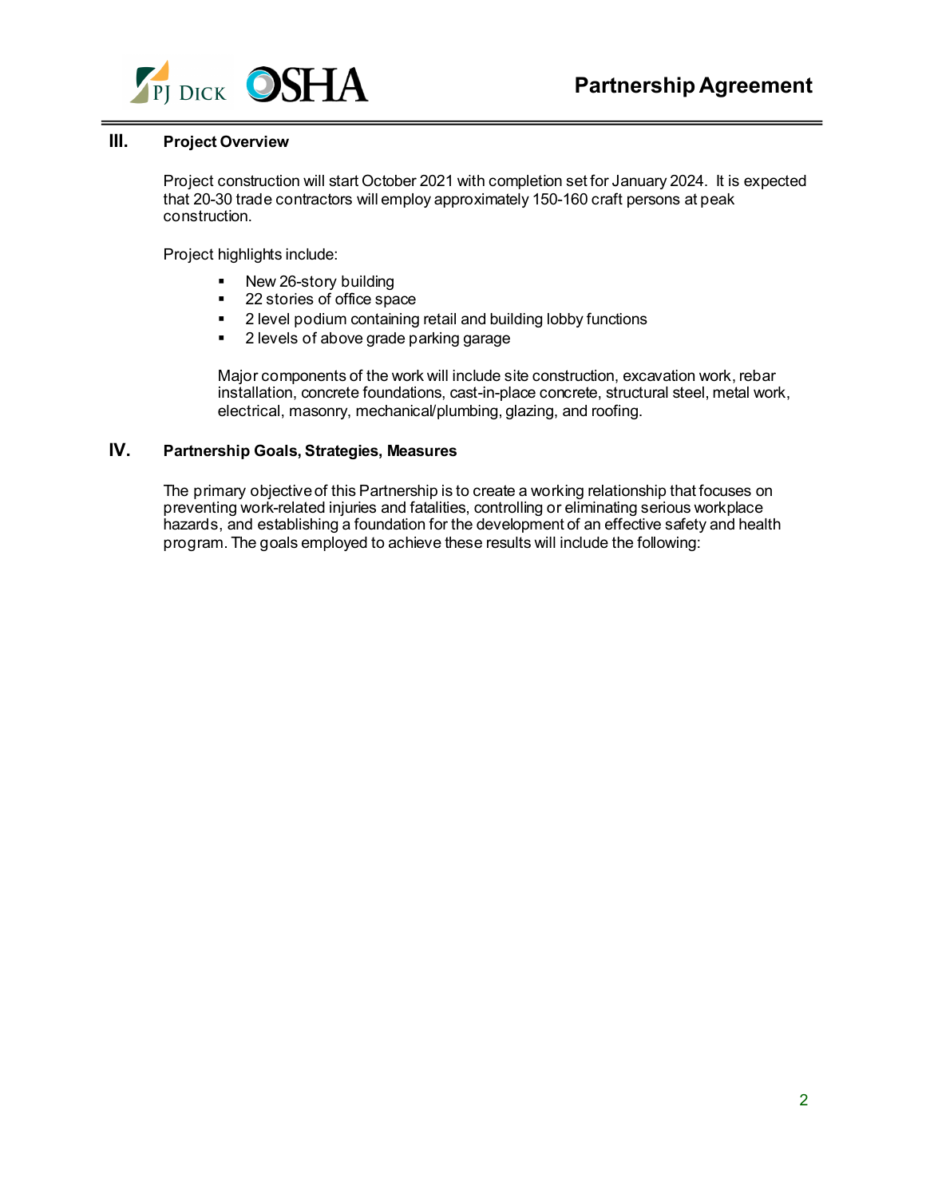## III. Project Overview

Project construction will start October 2021 with completion set for January 2024. It is expected that 20-30 trade contractors will employ approximately 150-160 craft persons at peak construction.

Project highlights include:

- New 26-story building
- 22 stories of office space
- 2 level podium containing retail and building lobby functions
- 2 levels of above grade parking garage

Major components of the work will include site construction, excavation work, rebar installation, concrete foundations, cast-in-place concrete, structural steel, metal work, electrical, masonry, mechanical/plumbing, glazing, and roofing.

## IV. Partnership Goals, Strategies, Measures

The primary objective of this Partnership is to create a working relationship that focuses on preventing work-related injuries and fatalities, controlling or eliminating serious workplace hazards, and establishing a foundation for the development of an effective safety and health program. The goals employed to achieve these results will include the following: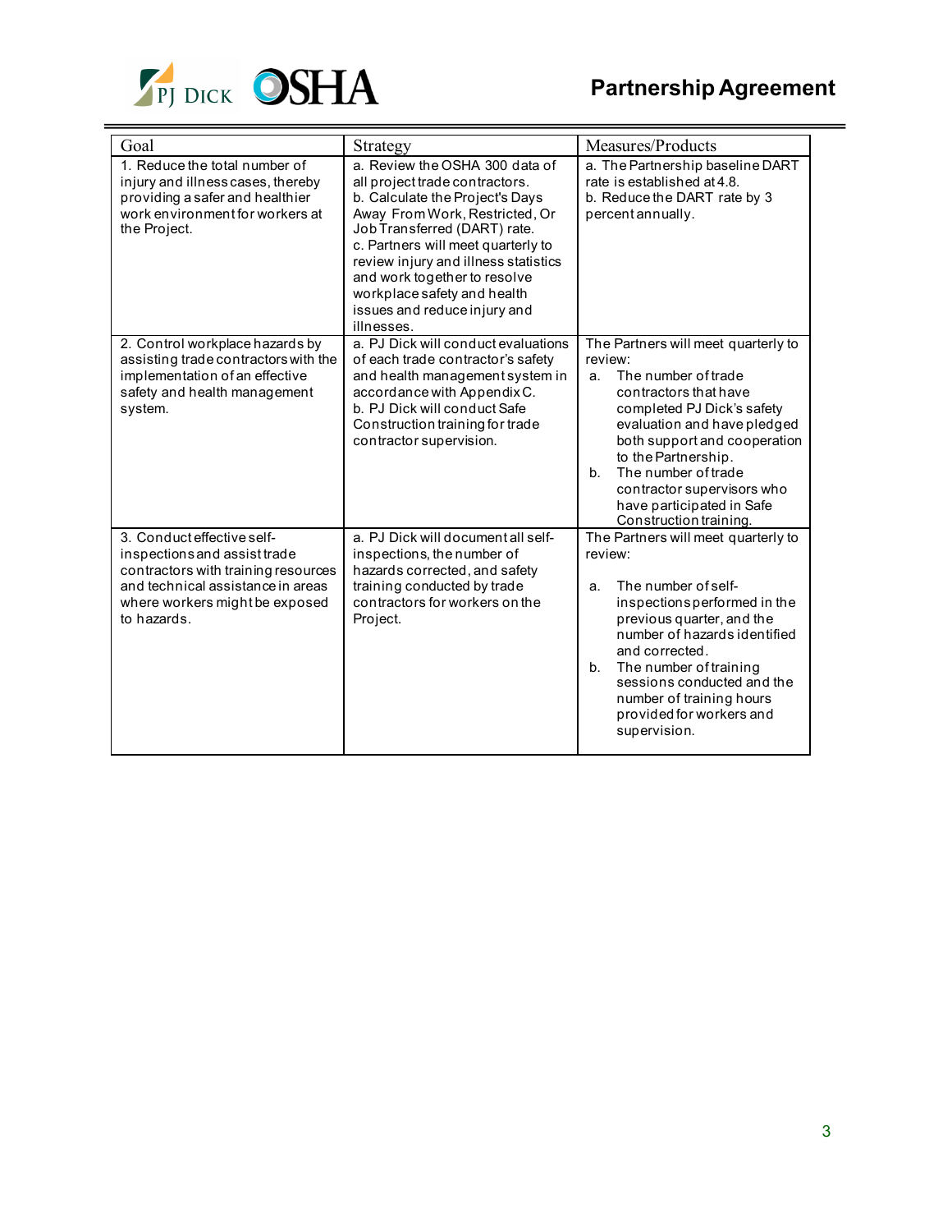| Goal | Strategy | Measures/Products |
|---|---|---|
| 1. Reduce the total number of injury and illness cases, thereby providing a safer and healthier work environment for workers at the Project. | a. Review the OSHA 300 data of all project trade contractors.<br>b. Calculate the Project's Days Away From Work, Restricted, Or Job Transferred (DART) rate.<br>c. Partners will meet quarterly to review injury and illness statistics and work together to resolve workplace safety and health issues and reduce injury and illnesses. | a. The Partnership baseline DART rate is established at 4.8.<br>b. Reduce the DART rate by 3 percent annually. |
| 2. Control workplace hazards by assisting trade contractors with the implementation of an effective safety and health management system. | a. PJ Dick will conduct evaluations of each trade contractor's safety and health management system in accordance with Appendix C.<br>b. PJ Dick will conduct Safe Construction training for trade contractor supervision. | The Partners will meet quarterly to review:<br>a. The number of trade contractors that have completed PJ Dick's safety evaluation and have pledged both support and cooperation to the Partnership.<br>b. The number of trade contractor supervisors who have participated in Safe Construction training. |
| 3. Conduct effective self-inspections and assist trade contractors with training resources and technical assistance in areas where workers might be exposed to hazards. | a. PJ Dick will document all self-inspections, the number of hazards corrected, and safety training conducted by trade contractors for workers on the Project. | The Partners will meet quarterly to review:<br>a. The number of self-inspections performed in the previous quarter, and the number of hazards identified and corrected.<br>b. The number of training sessions conducted and the number of training hours provided for workers and supervision. |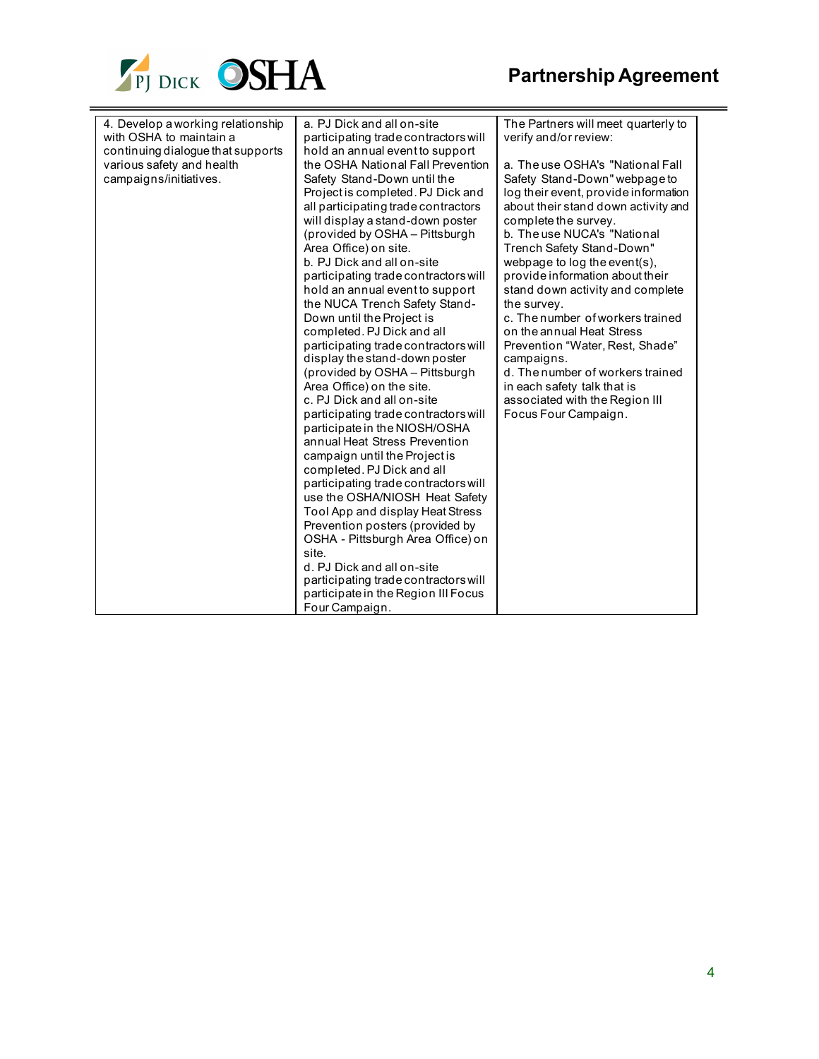| 4. Develop a working relationship with OSHA to maintain a continuing dialogue that supports various safety and health campaigns/initiatives. | a. PJ Dick and all on-site participating trade contractors will hold an annual event to support the OSHA National Fall Prevention Safety Stand-Down until the Project is completed. PJ Dick and all participating trade contractors will display a stand-down poster (provided by OSHA – Pittsburgh Area Office) on site.<br>b. PJ Dick and all on-site participating trade contractors will hold an annual event to support the NUCA Trench Safety Stand-Down until the Project is completed. PJ Dick and all participating trade contractors will display the stand-down poster (provided by OSHA – Pittsburgh Area Office) on the site.<br>c. PJ Dick and all on-site participating trade contractors will participate in the NIOSH/OSHA annual Heat Stress Prevention campaign until the Project is completed. PJ Dick and all participating trade contractors will use the OSHA/NIOSH Heat Safety Tool App and display Heat Stress Prevention posters (provided by OSHA - Pittsburgh Area Office) on site.<br>d. PJ Dick and all on-site participating trade contractors will participate in the Region III Focus Four Campaign. | The Partners will meet quarterly to verify and/or review:<br><br>a. The use OSHA's "National Fall Safety Stand-Down" webpage to log their event, provide information about their stand down activity and complete the survey.<br>b. The use NUCA's "National Trench Safety Stand-Down" webpage to log the event(s), provide information about their stand down activity and complete the survey.<br>c. The number of workers trained on the annual Heat Stress Prevention "Water, Rest, Shade" campaigns.<br>d. The number of workers trained in each safety talk that is associated with the Region III Focus Four Campaign. |
|---|---|---|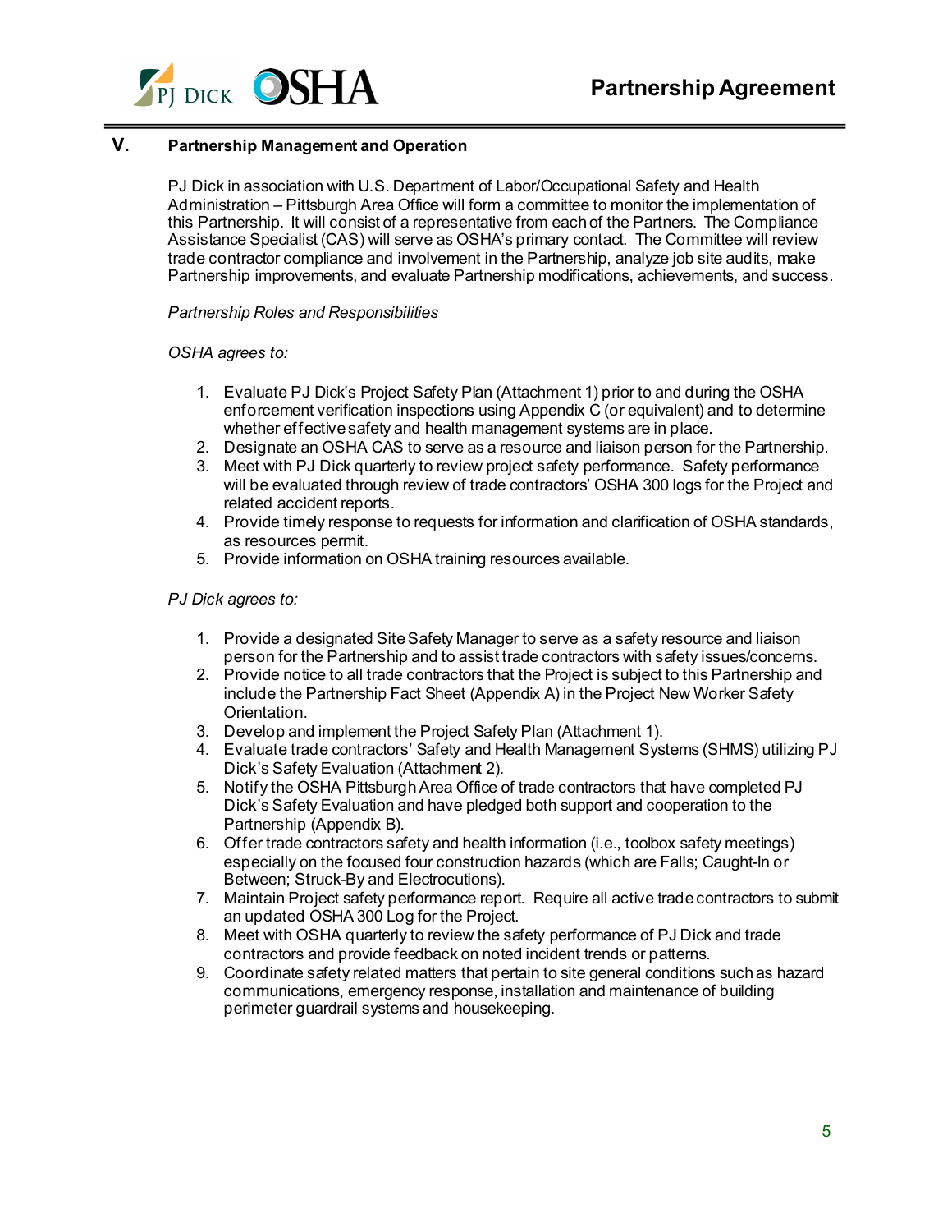## V. Partnership Management and Operation

PJ Dick in association with U.S. Department of Labor/Occupational Safety and Health Administration – Pittsburgh Area Office will form a committee to monitor the implementation of this Partnership. It will consist of a representative from each of the Partners. The Compliance Assistance Specialist (CAS) will serve as OSHA's primary contact. The Committee will review trade contractor compliance and involvement in the Partnership, analyze job site audits, make Partnership improvements, and evaluate Partnership modifications, achievements, and success.

*Partnership Roles and Responsibilities*

*OSHA agrees to:*

1. Evaluate PJ Dick's Project Safety Plan (Attachment 1) prior to and during the OSHA enforcement verification inspections using Appendix C (or equivalent) and to determine whether effective safety and health management systems are in place.
2. Designate an OSHA CAS to serve as a resource and liaison person for the Partnership.
3. Meet with PJ Dick quarterly to review project safety performance. Safety performance will be evaluated through review of trade contractors' OSHA 300 logs for the Project and related accident reports.
4. Provide timely response to requests for information and clarification of OSHA standards, as resources permit.
5. Provide information on OSHA training resources available.

*PJ Dick agrees to:*

1. Provide a designated Site Safety Manager to serve as a safety resource and liaison person for the Partnership and to assist trade contractors with safety issues/concerns.
2. Provide notice to all trade contractors that the Project is subject to this Partnership and include the Partnership Fact Sheet (Appendix A) in the Project New Worker Safety Orientation.
3. Develop and implement the Project Safety Plan (Attachment 1).
4. Evaluate trade contractors' Safety and Health Management Systems (SHMS) utilizing PJ Dick's Safety Evaluation (Attachment 2).
5. Notify the OSHA Pittsburgh Area Office of trade contractors that have completed PJ Dick's Safety Evaluation and have pledged both support and cooperation to the Partnership (Appendix B).
6. Offer trade contractors safety and health information (i.e., toolbox safety meetings) especially on the focused four construction hazards (which are Falls; Caught-In or Between; Struck-By and Electrocutions).
7. Maintain Project safety performance report. Require all active trade contractors to submit an updated OSHA 300 Log for the Project.
8. Meet with OSHA quarterly to review the safety performance of PJ Dick and trade contractors and provide feedback on noted incident trends or patterns.
9. Coordinate safety related matters that pertain to site general conditions such as hazard communications, emergency response, installation and maintenance of building perimeter guardrail systems and housekeeping.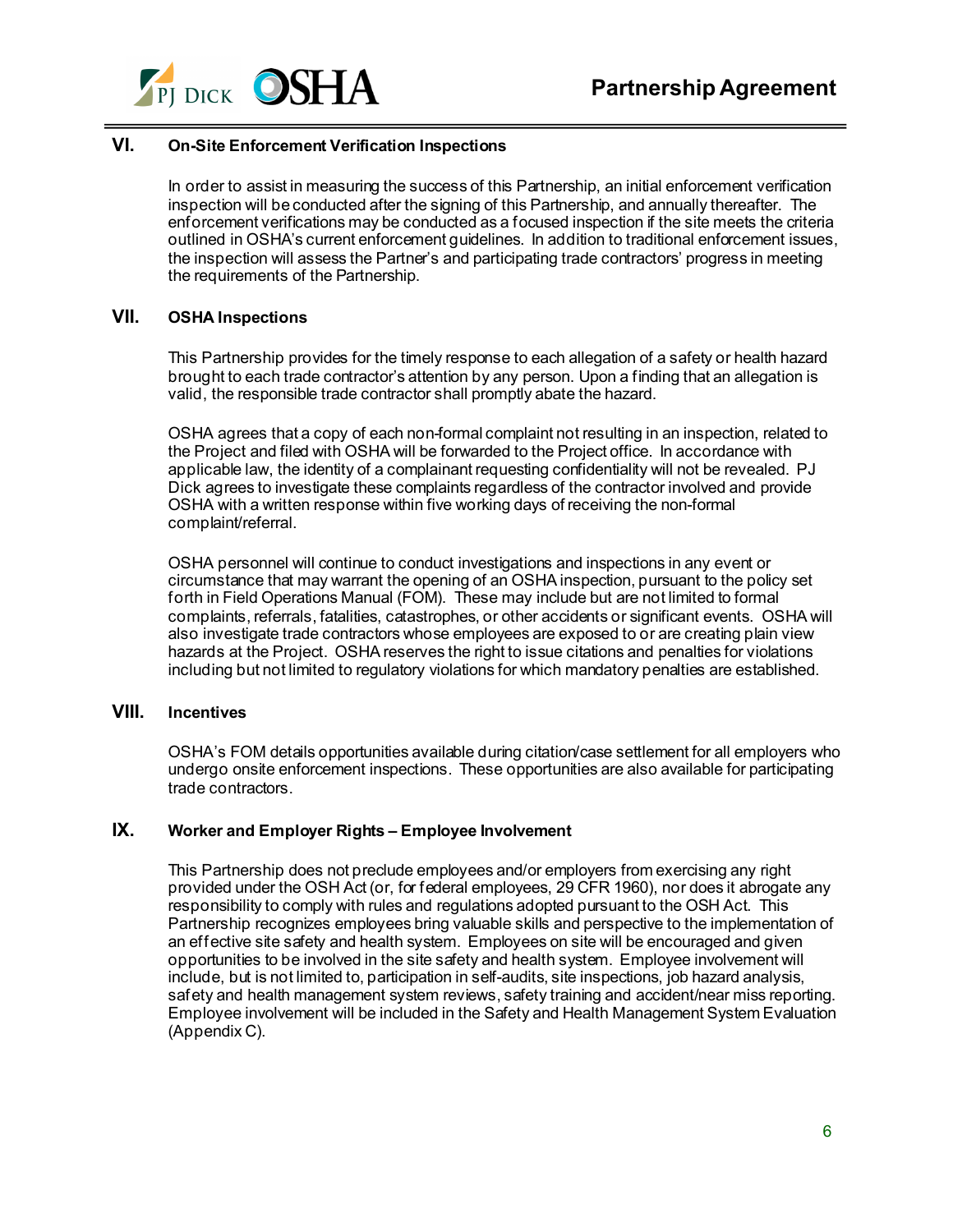## VI. On-Site Enforcement Verification Inspections

In order to assist in measuring the success of this Partnership, an initial enforcement verification inspection will be conducted after the signing of this Partnership, and annually thereafter. The enforcement verifications may be conducted as a focused inspection if the site meets the criteria outlined in OSHA's current enforcement guidelines. In addition to traditional enforcement issues, the inspection will assess the Partner's and participating trade contractors' progress in meeting the requirements of the Partnership.

## VII. OSHA Inspections

This Partnership provides for the timely response to each allegation of a safety or health hazard brought to each trade contractor's attention by any person. Upon a finding that an allegation is valid, the responsible trade contractor shall promptly abate the hazard.

OSHA agrees that a copy of each non-formal complaint not resulting in an inspection, related to the Project and filed with OSHA will be forwarded to the Project office. In accordance with applicable law, the identity of a complainant requesting confidentiality will not be revealed. PJ Dick agrees to investigate these complaints regardless of the contractor involved and provide OSHA with a written response within five working days of receiving the non-formal complaint/referral.

OSHA personnel will continue to conduct investigations and inspections in any event or circumstance that may warrant the opening of an OSHA inspection, pursuant to the policy set forth in Field Operations Manual (FOM). These may include but are not limited to formal complaints, referrals, fatalities, catastrophes, or other accidents or significant events. OSHA will also investigate trade contractors whose employees are exposed to or are creating plain view hazards at the Project. OSHA reserves the right to issue citations and penalties for violations including but not limited to regulatory violations for which mandatory penalties are established.

## VIII. Incentives

OSHA's FOM details opportunities available during citation/case settlement for all employers who undergo onsite enforcement inspections. These opportunities are also available for participating trade contractors.

## IX. Worker and Employer Rights – Employee Involvement

This Partnership does not preclude employees and/or employers from exercising any right provided under the OSH Act (or, for federal employees, 29 CFR 1960), nor does it abrogate any responsibility to comply with rules and regulations adopted pursuant to the OSH Act. This Partnership recognizes employees bring valuable skills and perspective to the implementation of an effective site safety and health system. Employees on site will be encouraged and given opportunities to be involved in the site safety and health system. Employee involvement will include, but is not limited to, participation in self-audits, site inspections, job hazard analysis, safety and health management system reviews, safety training and accident/near miss reporting. Employee involvement will be included in the Safety and Health Management System Evaluation (Appendix C).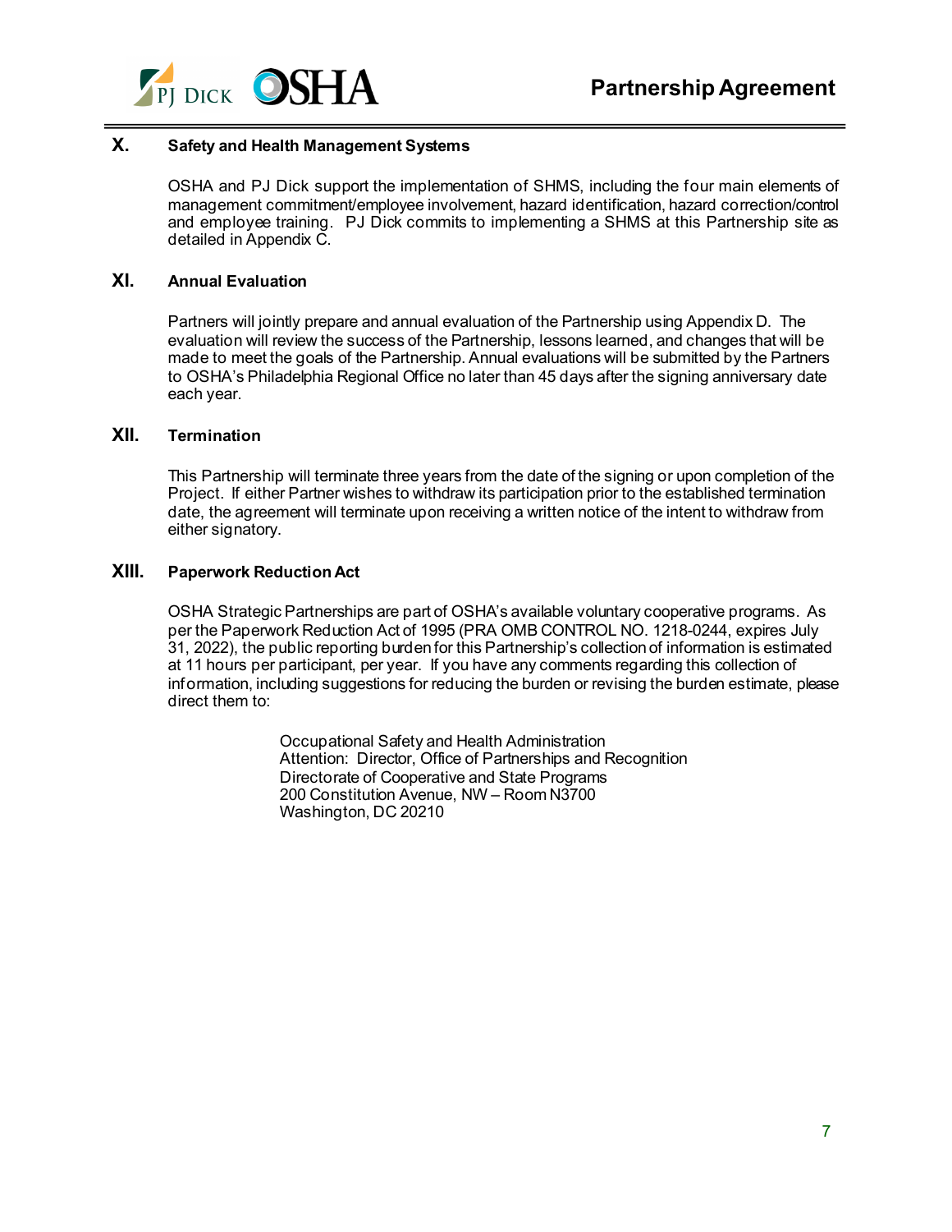## X. Safety and Health Management Systems

OSHA and PJ Dick support the implementation of SHMS, including the four main elements of management commitment/employee involvement, hazard identification, hazard correction/control and employee training. PJ Dick commits to implementing a SHMS at this Partnership site as detailed in Appendix C.

## XI. Annual Evaluation

Partners will jointly prepare and annual evaluation of the Partnership using Appendix D. The evaluation will review the success of the Partnership, lessons learned, and changes that will be made to meet the goals of the Partnership. Annual evaluations will be submitted by the Partners to OSHA's Philadelphia Regional Office no later than 45 days after the signing anniversary date each year.

## XII. Termination

This Partnership will terminate three years from the date of the signing or upon completion of the Project. If either Partner wishes to withdraw its participation prior to the established termination date, the agreement will terminate upon receiving a written notice of the intent to withdraw from either signatory.

## XIII. Paperwork Reduction Act

OSHA Strategic Partnerships are part of OSHA's available voluntary cooperative programs. As per the Paperwork Reduction Act of 1995 (PRA OMB CONTROL NO. 1218-0244, expires July 31, 2022), the public reporting burden for this Partnership's collection of information is estimated at 11 hours per participant, per year. If you have any comments regarding this collection of information, including suggestions for reducing the burden or revising the burden estimate, please direct them to:

Occupational Safety and Health Administration
Attention: Director, Office of Partnerships and Recognition
Directorate of Cooperative and State Programs
200 Constitution Avenue, NW – Room N3700
Washington, DC 20210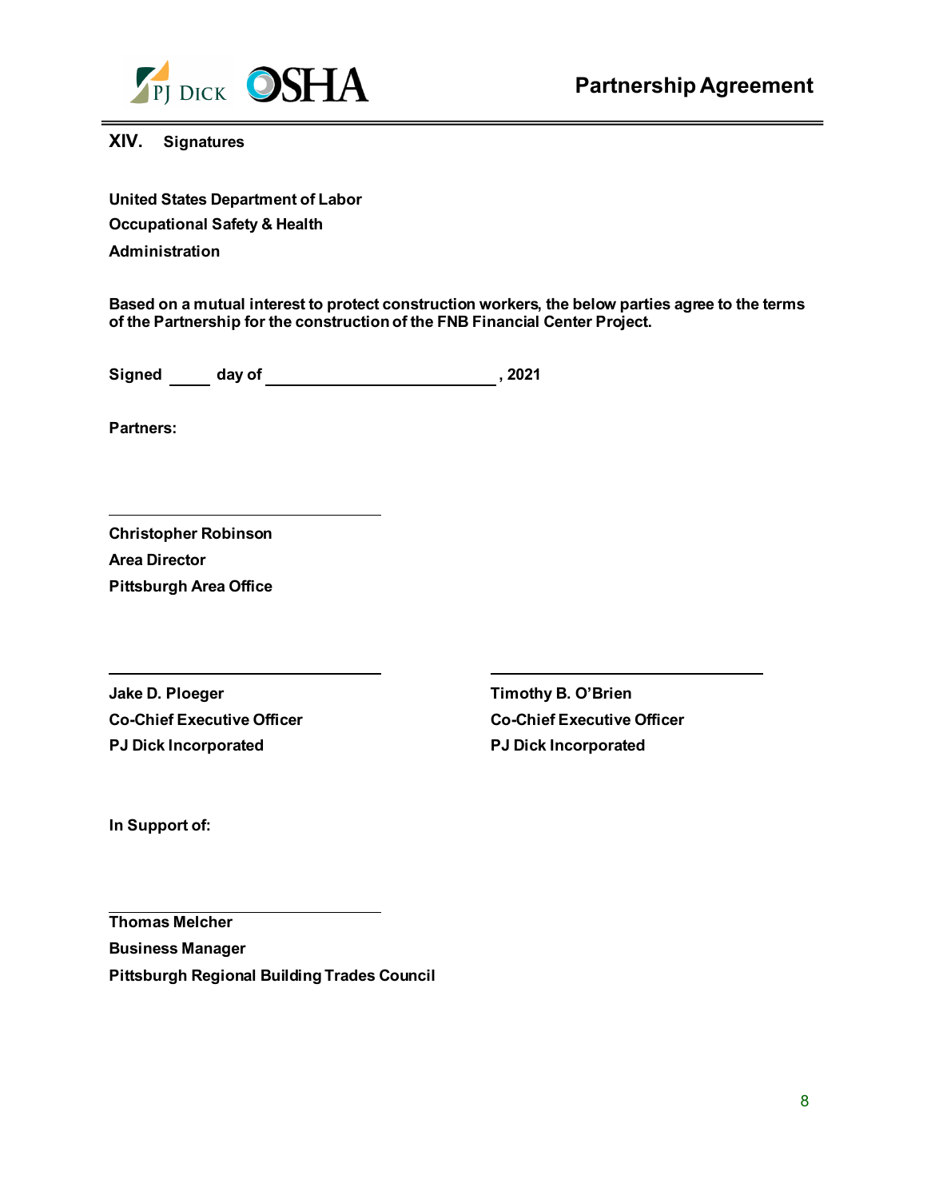## XIV. Signatures

**United States Department of Labor**
**Occupational Safety & Health Administration**

**Based on a mutual interest to protect construction workers, the below parties agree to the terms of the Partnership for the construction of the FNB Financial Center Project.**

**Signed \_\_\_\_\_ day of \_\_\_\_\_\_\_\_\_\_\_\_\_\_\_\_\_\_\_\_\_\_\_\_\_\_\_\_, 2021**

**Partners:**

\_\_\_\_\_\_\_\_\_\_\_\_\_\_\_\_\_\_\_\_\_\_\_\_\_\_\_\_\_\_\_\_\_\_

**Christopher Robinson**
**Area Director**
**Pittsburgh Area Office**

\_\_\_\_\_\_\_\_\_\_\_\_\_\_\_\_\_\_\_\_\_\_\_\_\_\_\_\_\_\_\_\_\_\_

**Jake D. Ploeger**
**Co-Chief Executive Officer**
**PJ Dick Incorporated**

\_\_\_\_\_\_\_\_\_\_\_\_\_\_\_\_\_\_\_\_\_\_\_\_\_\_\_\_\_\_\_\_\_\_

**Timothy B. O'Brien**
**Co-Chief Executive Officer**
**PJ Dick Incorporated**

**In Support of:**

\_\_\_\_\_\_\_\_\_\_\_\_\_\_\_\_\_\_\_\_\_\_\_\_\_\_\_\_\_\_\_\_\_\_

**Thomas Melcher**
**Business Manager**
**Pittsburgh Regional Building Trades Council**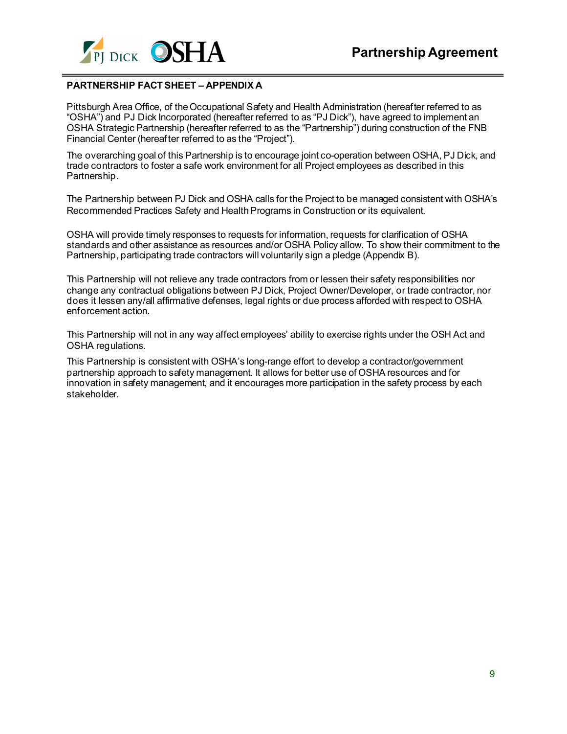## PARTNERSHIP FACT SHEET – APPENDIX A

Pittsburgh Area Office, of the Occupational Safety and Health Administration (hereafter referred to as "OSHA") and PJ Dick Incorporated (hereafter referred to as "PJ Dick"), have agreed to implement an OSHA Strategic Partnership (hereafter referred to as the "Partnership") during construction of the FNB Financial Center (hereafter referred to as the "Project").

The overarching goal of this Partnership is to encourage joint co-operation between OSHA, PJ Dick, and trade contractors to foster a safe work environment for all Project employees as described in this Partnership.

The Partnership between PJ Dick and OSHA calls for the Project to be managed consistent with OSHA's Recommended Practices Safety and Health Programs in Construction or its equivalent.

OSHA will provide timely responses to requests for information, requests for clarification of OSHA standards and other assistance as resources and/or OSHA Policy allow. To show their commitment to the Partnership, participating trade contractors will voluntarily sign a pledge (Appendix B).

This Partnership will not relieve any trade contractors from or lessen their safety responsibilities nor change any contractual obligations between PJ Dick, Project Owner/Developer, or trade contractor, nor does it lessen any/all affirmative defenses, legal rights or due process afforded with respect to OSHA enforcement action.

This Partnership will not in any way affect employees' ability to exercise rights under the OSH Act and OSHA regulations.

This Partnership is consistent with OSHA's long-range effort to develop a contractor/government partnership approach to safety management. It allows for better use of OSHA resources and for innovation in safety management, and it encourages more participation in the safety process by each stakeholder.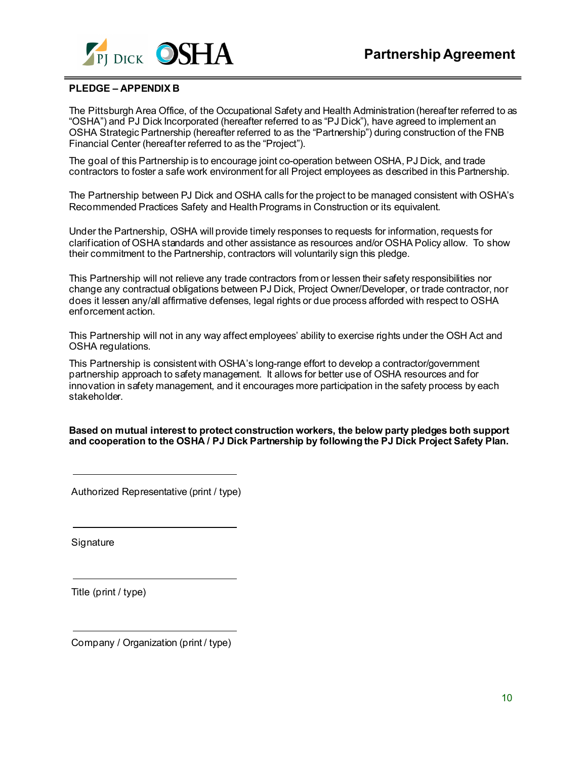## PLEDGE – APPENDIX B

The Pittsburgh Area Office, of the Occupational Safety and Health Administration (hereafter referred to as "OSHA") and PJ Dick Incorporated (hereafter referred to as "PJ Dick"), have agreed to implement an OSHA Strategic Partnership (hereafter referred to as the "Partnership") during construction of the FNB Financial Center (hereafter referred to as the "Project").

The goal of this Partnership is to encourage joint co-operation between OSHA, PJ Dick, and trade contractors to foster a safe work environment for all Project employees as described in this Partnership.

The Partnership between PJ Dick and OSHA calls for the project to be managed consistent with OSHA's Recommended Practices Safety and Health Programs in Construction or its equivalent.

Under the Partnership, OSHA will provide timely responses to requests for information, requests for clarification of OSHA standards and other assistance as resources and/or OSHA Policy allow. To show their commitment to the Partnership, contractors will voluntarily sign this pledge.

This Partnership will not relieve any trade contractors from or lessen their safety responsibilities nor change any contractual obligations between PJ Dick, Project Owner/Developer, or trade contractor, nor does it lessen any/all affirmative defenses, legal rights or due process afforded with respect to OSHA enforcement action.

This Partnership will not in any way affect employees' ability to exercise rights under the OSH Act and OSHA regulations.

This Partnership is consistent with OSHA's long-range effort to develop a contractor/government partnership approach to safety management. It allows for better use of OSHA resources and for innovation in safety management, and it encourages more participation in the safety process by each stakeholder.

**Based on mutual interest to protect construction workers, the below party pledges both support and cooperation to the OSHA / PJ Dick Partnership by following the PJ Dick Project Safety Plan.**

\_\_\_\_\_\_\_\_\_\_\_\_\_\_\_\_\_\_\_\_\_\_\_\_\_\_\_\_\_\_

Authorized Representative (print / type)

\_\_\_\_\_\_\_\_\_\_\_\_\_\_\_\_\_\_\_\_\_\_\_\_\_\_\_\_\_\_

Signature

\_\_\_\_\_\_\_\_\_\_\_\_\_\_\_\_\_\_\_\_\_\_\_\_\_\_\_\_\_\_

Title (print / type)

\_\_\_\_\_\_\_\_\_\_\_\_\_\_\_\_\_\_\_\_\_\_\_\_\_\_\_\_\_\_

Company / Organization (print / type)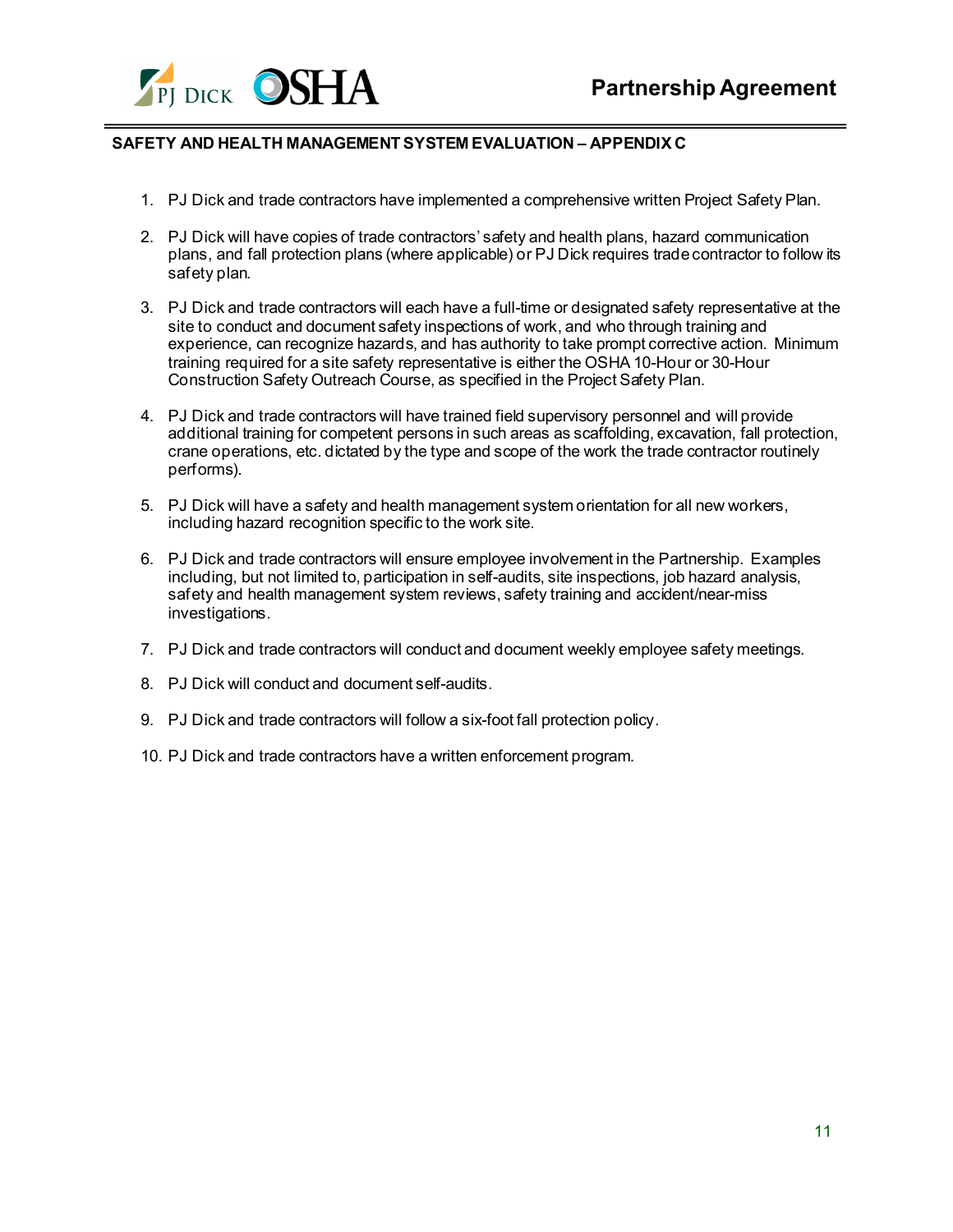## SAFETY AND HEALTH MANAGEMENT SYSTEM EVALUATION – APPENDIX C

1. PJ Dick and trade contractors have implemented a comprehensive written Project Safety Plan.

2. PJ Dick will have copies of trade contractors' safety and health plans, hazard communication plans, and fall protection plans (where applicable) or PJ Dick requires trade contractor to follow its safety plan.

3. PJ Dick and trade contractors will each have a full-time or designated safety representative at the site to conduct and document safety inspections of work, and who through training and experience, can recognize hazards, and has authority to take prompt corrective action. Minimum training required for a site safety representative is either the OSHA 10-Hour or 30-Hour Construction Safety Outreach Course, as specified in the Project Safety Plan.

4. PJ Dick and trade contractors will have trained field supervisory personnel and will provide additional training for competent persons in such areas as scaffolding, excavation, fall protection, crane operations, etc. dictated by the type and scope of the work the trade contractor routinely performs).

5. PJ Dick will have a safety and health management system orientation for all new workers, including hazard recognition specific to the work site.

6. PJ Dick and trade contractors will ensure employee involvement in the Partnership. Examples including, but not limited to, participation in self-audits, site inspections, job hazard analysis, safety and health management system reviews, safety training and accident/near-miss investigations.

7. PJ Dick and trade contractors will conduct and document weekly employee safety meetings.

8. PJ Dick will conduct and document self-audits.

9. PJ Dick and trade contractors will follow a six-foot fall protection policy.

10. PJ Dick and trade contractors have a written enforcement program.